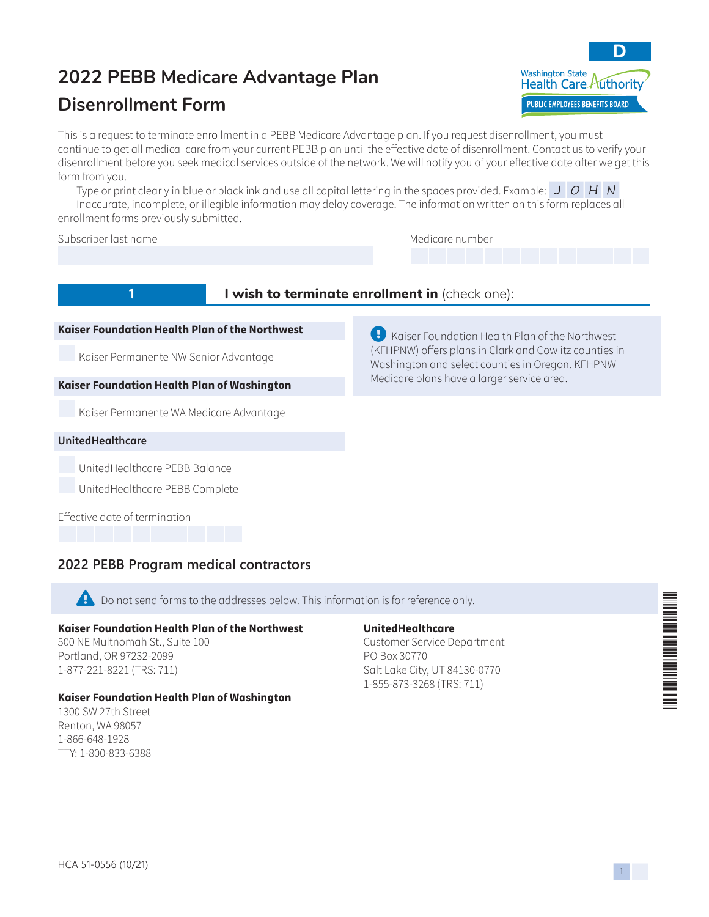# 2022 PEBB Medicare Advantage Plan Disenrollment Form

D

Washington State Health Care Authority
PUBLIC EMPLOYEES BENEFITS BOARD

This is a request to terminate enrollment in a PEBB Medicare Advantage plan. If you request disenrollment, you must continue to get all medical care from your current PEBB plan until the effective date of disenrollment. Contact us to verify your disenrollment before you seek medical services outside of the network. We will notify you of your effective date after we get this form from you.

Type or print clearly in blue or black ink and use all capital lettering in the spaces provided. Example: J O H N

Inaccurate, incomplete, or illegible information may delay coverage. The information written on this form replaces all enrollment forms previously submitted.

Subscriber last name

Medicare number

## 1 I wish to terminate enrollment in (check one):

**Kaiser Foundation Health Plan of the Northwest**

- ☐ Kaiser Permanente NW Senior Advantage

**Kaiser Foundation Health Plan of Washington**

- ☐ Kaiser Permanente WA Medicare Advantage

**UnitedHealthcare**

- ☐ UnitedHealthcare PEBB Balance
- ☐ UnitedHealthcare PEBB Complete

Kaiser Foundation Health Plan of the Northwest (KFHPNW) offers plans in Clark and Cowlitz counties in Washington and select counties in Oregon. KFHPNW Medicare plans have a larger service area.

Effective date of termination

## 2022 PEBB Program medical contractors

Do not send forms to the addresses below. This information is for reference only.

**Kaiser Foundation Health Plan of the Northwest**
500 NE Multnomah St., Suite 100
Portland, OR 97232-2099
1-877-221-8221 (TRS: 711)

**Kaiser Foundation Health Plan of Washington**
1300 SW 27th Street
Renton, WA 98057
1-866-648-1928
TTY: 1-800-833-6388

**UnitedHealthcare**
Customer Service Department
PO Box 30770
Salt Lake City, UT 84130-0770
1-855-873-3268 (TRS: 711)

HCA 51-0556 (10/21)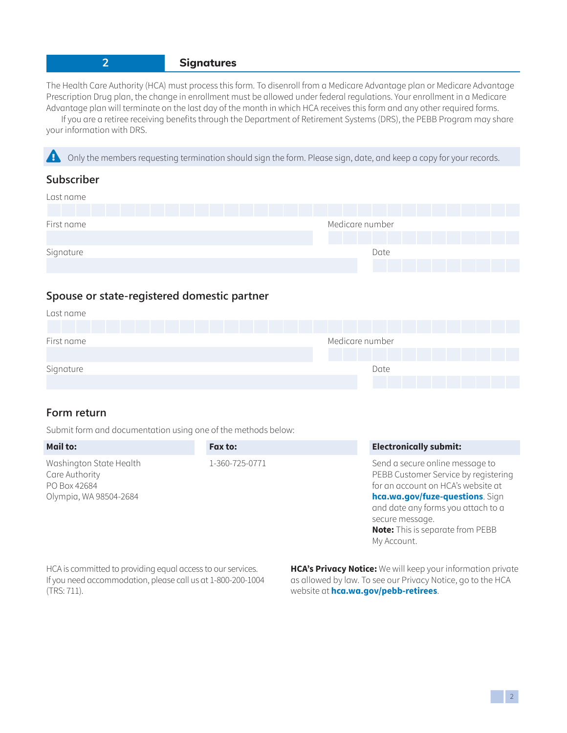## 2 Signatures

The Health Care Authority (HCA) must process this form. To disenroll from a Medicare Advantage plan or Medicare Advantage Prescription Drug plan, the change in enrollment must be allowed under federal regulations. Your enrollment in a Medicare Advantage plan will terminate on the last day of the month in which HCA receives this form and any other required forms.

If you are a retiree receiving benefits through the Department of Retirement Systems (DRS), the PEBB Program may share your information with DRS.

⚠ Only the members requesting termination should sign the form. Please sign, date, and keep a copy for your records.

### Subscriber

Last name

First name

Medicare number

Signature

Date

### Spouse or state-registered domestic partner

Last name

First name

Medicare number

Signature

Date

### Form return

Submit form and documentation using one of the methods below:

| Mail to: | Fax to: | Electronically submit: |
| --- | --- | --- |
| Washington State Health Care Authority<br>PO Box 42684<br>Olympia, WA 98504-2684 | 1-360-725-0771 | Send a secure online message to PEBB Customer Service by registering for an account on HCA's website at **hca.wa.gov/fuze-questions**. Sign and date any forms you attach to a secure message.<br>**Note:** This is separate from PEBB My Account. |

HCA is committed to providing equal access to our services. If you need accommodation, please call us at 1-800-200-1004 (TRS: 711).

**HCA's Privacy Notice:** We will keep your information private as allowed by law. To see our Privacy Notice, go to the HCA website at **hca.wa.gov/pebb-retirees**.